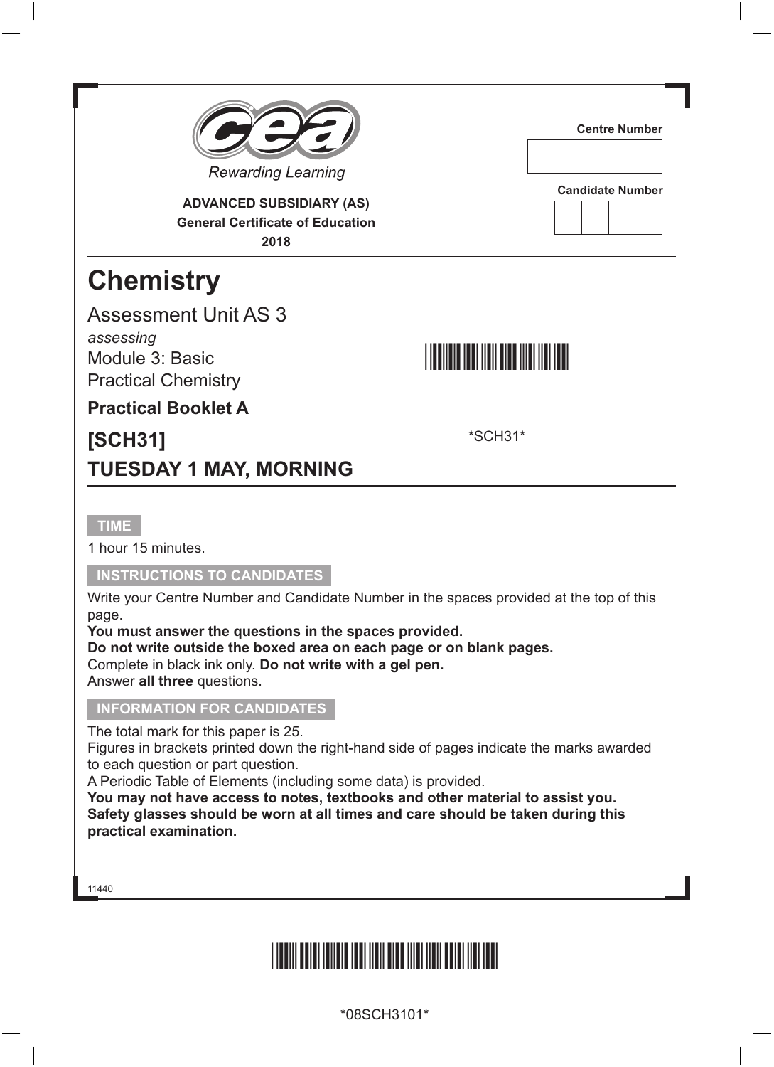Rewarding Learning

**ADVANCED SUBSIDIARY (AS)**
**General Certificate of Education**
**2018**

Centre Number

Candidate Number

# Chemistry

Assessment Unit AS 3
*assessing*
Module 3: Basic
Practical Chemistry

**Practical Booklet A**

**[SCH31]**

*SCH31*

**TUESDAY 1 MAY, MORNING**

## TIME

1 hour 15 minutes.

## INSTRUCTIONS TO CANDIDATES

Write your Centre Number and Candidate Number in the spaces provided at the top of this page.
**You must answer the questions in the spaces provided.**
**Do not write outside the boxed area on each page or on blank pages.**
Complete in black ink only. **Do not write with a gel pen.**
Answer **all three** questions.

## INFORMATION FOR CANDIDATES

The total mark for this paper is 25.
Figures in brackets printed down the right-hand side of pages indicate the marks awarded to each question or part question.
A Periodic Table of Elements (including some data) is provided.
**You may not have access to notes, textbooks and other material to assist you.**
**Safety glasses should be worn at all times and care should be taken during this practical examination.**

11440

*08SCH3101*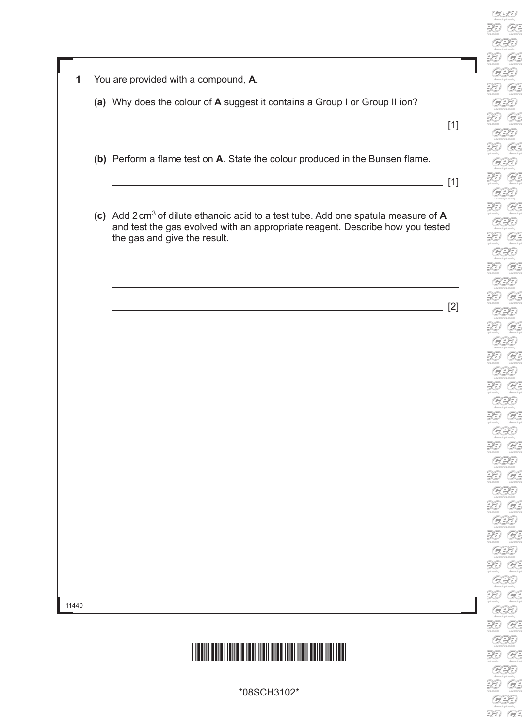**1** You are provided with a compound, **A**.

**(a)** Why does the colour of **A** suggest it contains a Group I or Group II ion?

_______________________________________________________________ [1]

**(b)** Perform a flame test on **A**. State the colour produced in the Bunsen flame.

_______________________________________________________________ [1]

**(c)** Add 2 $cm^3$ of dilute ethanoic acid to a test tube. Add one spatula measure of **A** and test the gas evolved with an appropriate reagent. Describe how you tested the gas and give the result.

_______________________________________________________________

_______________________________________________________________

_______________________________________________________________ [2]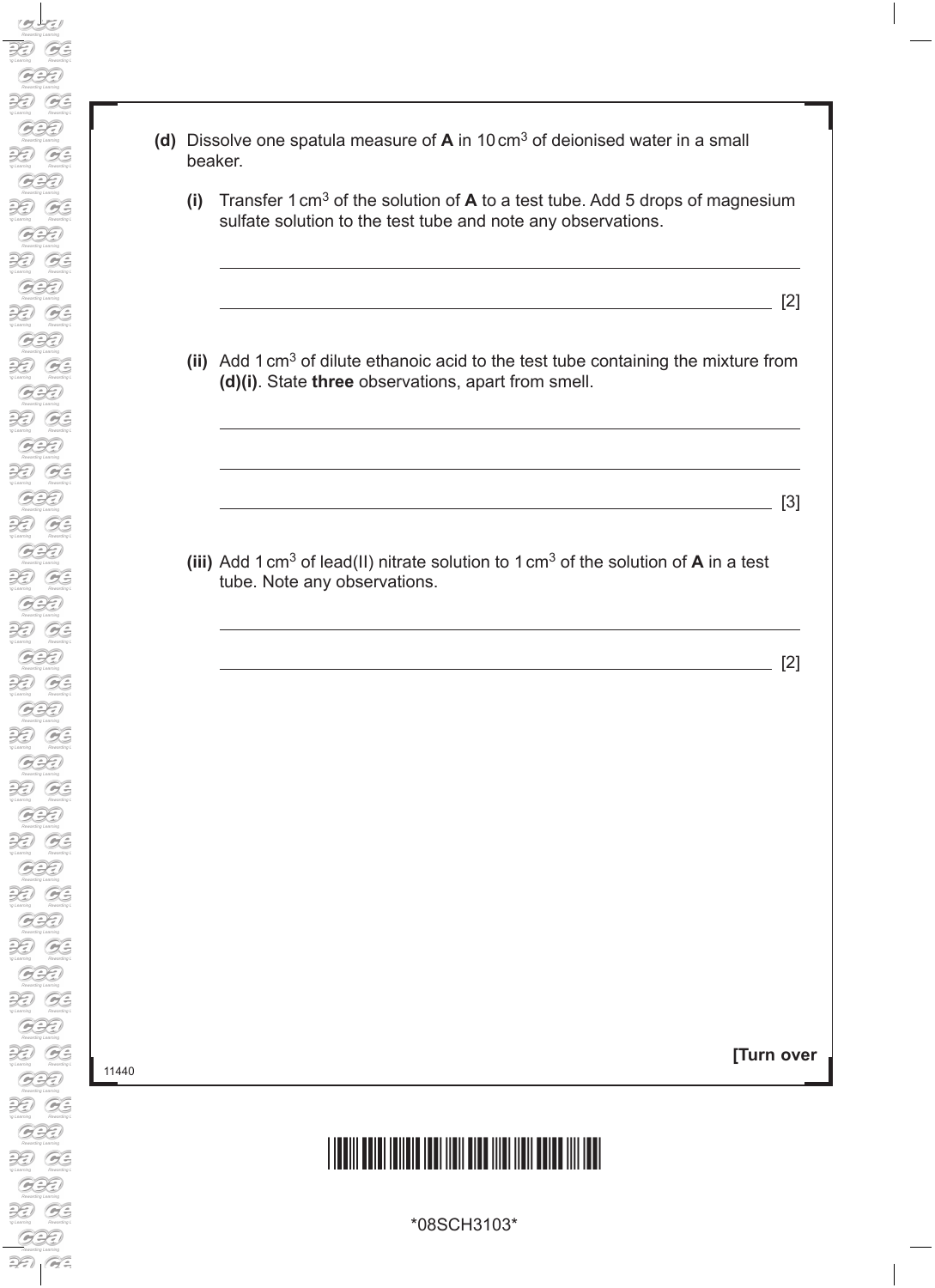**(d)** Dissolve one spatula measure of **A** in 10 $cm^3$ of deionised water in a small beaker.

**(i)** Transfer 1 $cm^3$ of the solution of **A** to a test tube. Add 5 drops of magnesium sulfate solution to the test tube and note any observations.

\_\_\_\_\_\_\_\_\_\_\_\_\_\_\_\_\_\_\_\_\_\_\_\_\_\_\_\_\_\_\_\_\_\_\_\_\_\_\_\_\_\_\_\_\_\_\_\_\_\_\_\_\_\_\_\_\_\_\_\_

\_\_\_\_\_\_\_\_\_\_\_\_\_\_\_\_\_\_\_\_\_\_\_\_\_\_\_\_\_\_\_\_\_\_\_\_\_\_\_\_\_\_\_\_\_\_\_\_\_\_\_\_\_\_\_\_\_\_\_\_ [2]

**(ii)** Add 1 $cm^3$ of dilute ethanoic acid to the test tube containing the mixture from **(d)(i)**. State **three** observations, apart from smell.

\_\_\_\_\_\_\_\_\_\_\_\_\_\_\_\_\_\_\_\_\_\_\_\_\_\_\_\_\_\_\_\_\_\_\_\_\_\_\_\_\_\_\_\_\_\_\_\_\_\_\_\_\_\_\_\_\_\_\_\_

\_\_\_\_\_\_\_\_\_\_\_\_\_\_\_\_\_\_\_\_\_\_\_\_\_\_\_\_\_\_\_\_\_\_\_\_\_\_\_\_\_\_\_\_\_\_\_\_\_\_\_\_\_\_\_\_\_\_\_\_

\_\_\_\_\_\_\_\_\_\_\_\_\_\_\_\_\_\_\_\_\_\_\_\_\_\_\_\_\_\_\_\_\_\_\_\_\_\_\_\_\_\_\_\_\_\_\_\_\_\_\_\_\_\_\_\_\_\_\_\_ [3]

**(iii)** Add 1 $cm^3$ of lead(II) nitrate solution to 1 $cm^3$ of the solution of **A** in a test tube. Note any observations.

\_\_\_\_\_\_\_\_\_\_\_\_\_\_\_\_\_\_\_\_\_\_\_\_\_\_\_\_\_\_\_\_\_\_\_\_\_\_\_\_\_\_\_\_\_\_\_\_\_\_\_\_\_\_\_\_\_\_\_\_

\_\_\_\_\_\_\_\_\_\_\_\_\_\_\_\_\_\_\_\_\_\_\_\_\_\_\_\_\_\_\_\_\_\_\_\_\_\_\_\_\_\_\_\_\_\_\_\_\_\_\_\_\_\_\_\_\_\_\_\_ [2]

**[Turn over**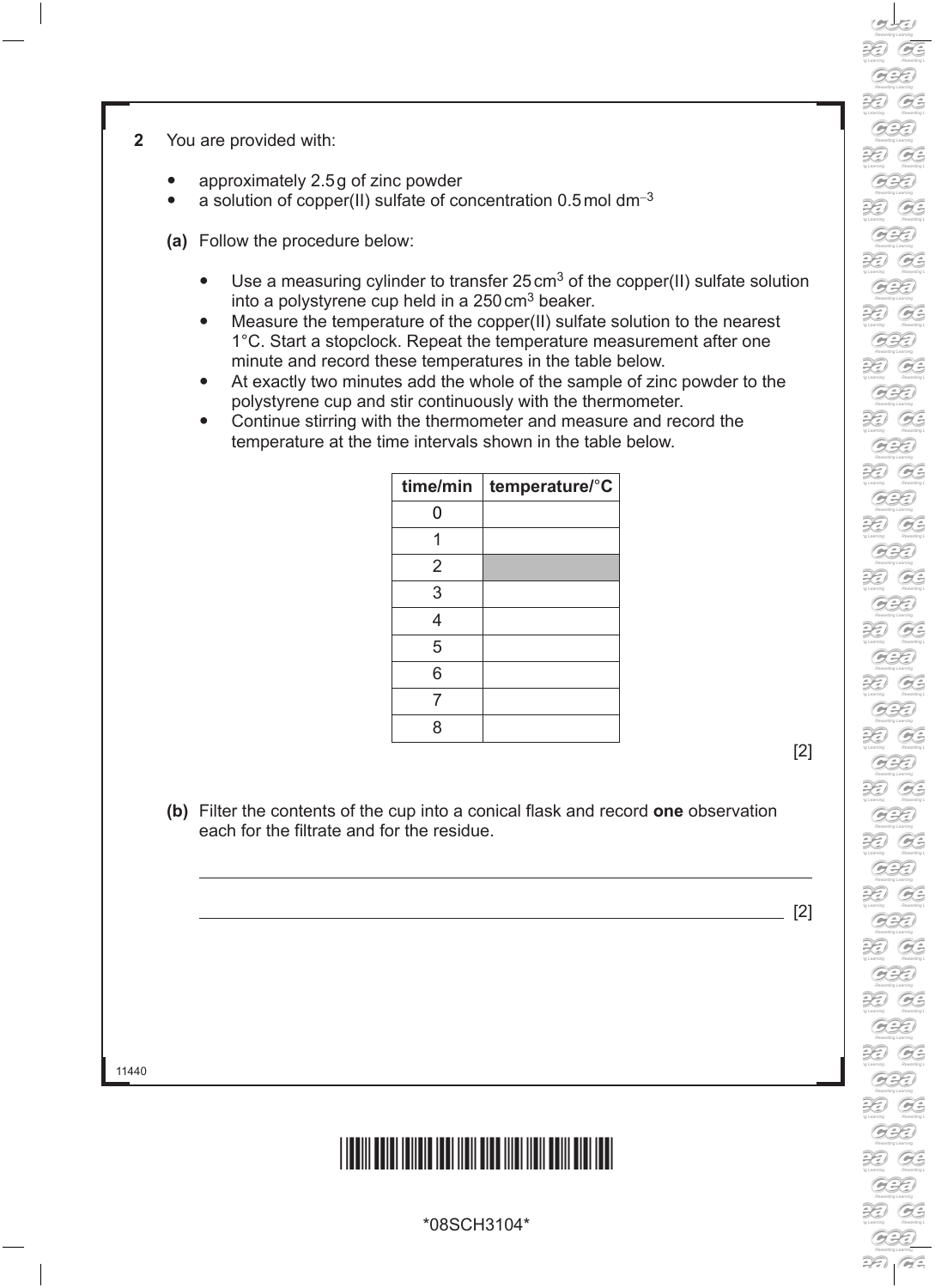**2** You are provided with:

- approximately 2.5 g of zinc powder
- a solution of copper(II) sulfate of concentration 0.5 mol $dm^{-3}$

**(a)** Follow the procedure below:

- Use a measuring cylinder to transfer 25 $cm^3$ of the copper(II) sulfate solution into a polystyrene cup held in a 250 $cm^3$ beaker.
- Measure the temperature of the copper(II) sulfate solution to the nearest 1°C. Start a stopclock. Repeat the temperature measurement after one minute and record these temperatures in the table below.
- At exactly two minutes add the whole of the sample of zinc powder to the polystyrene cup and stir continuously with the thermometer.
- Continue stirring with the thermometer and measure and record the temperature at the time intervals shown in the table below.

| time/min | temperature/°C |
|---|---|
| 0 | |
| 1 | |
| 2 | |
| 3 | |
| 4 | |
| 5 | |
| 6 | |
| 7 | |
| 8 | |

[2]

**(b)** Filter the contents of the cup into a conical flask and record **one** observation each for the filtrate and for the residue.

______________________________________________________________________

______________________________________________________________________ [2]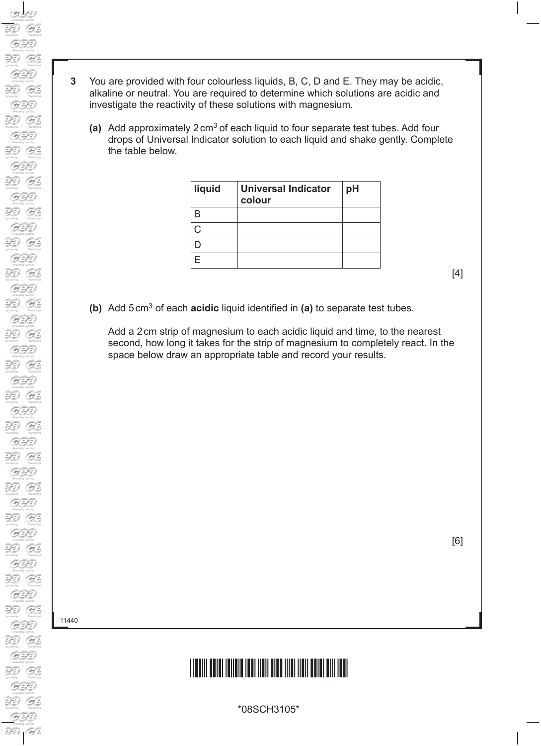**3** You are provided with four colourless liquids, B, C, D and E. They may be acidic, alkaline or neutral. You are required to determine which solutions are acidic and investigate the reactivity of these solutions with magnesium.

**(a)** Add approximately 2 $cm^3$ of each liquid to four separate test tubes. Add four drops of Universal Indicator solution to each liquid and shake gently. Complete the table below.

| liquid | Universal Indicator colour | pH |
|---|---|---|
| B | | |
| C | | |
| D | | |
| E | | |

[4]

**(b)** Add 5 $cm^3$ of each **acidic** liquid identified in **(a)** to separate test tubes.

Add a 2 cm strip of magnesium to each acidic liquid and time, to the nearest second, how long it takes for the strip of magnesium to completely react. In the space below draw an appropriate table and record your results.

[6]

11440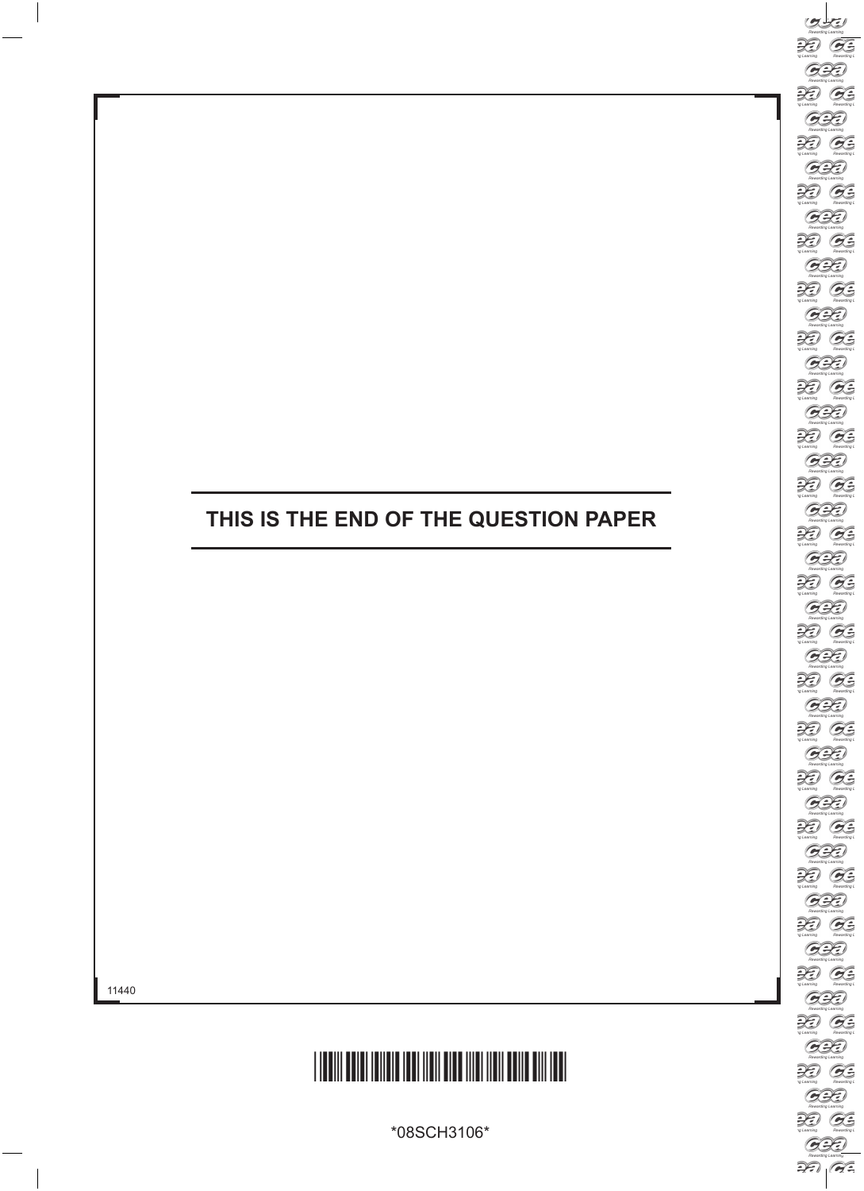**THIS IS THE END OF THE QUESTION PAPER**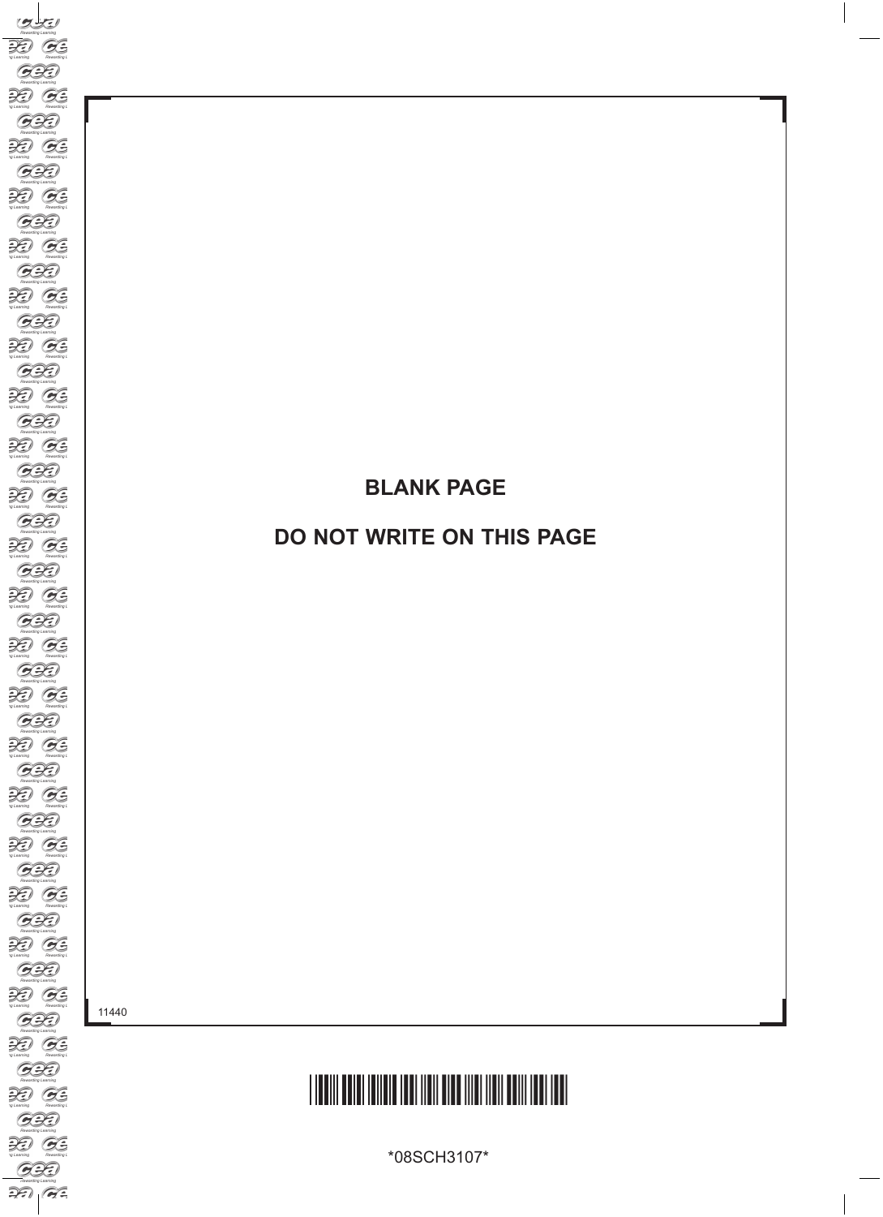**BLANK PAGE**

**DO NOT WRITE ON THIS PAGE**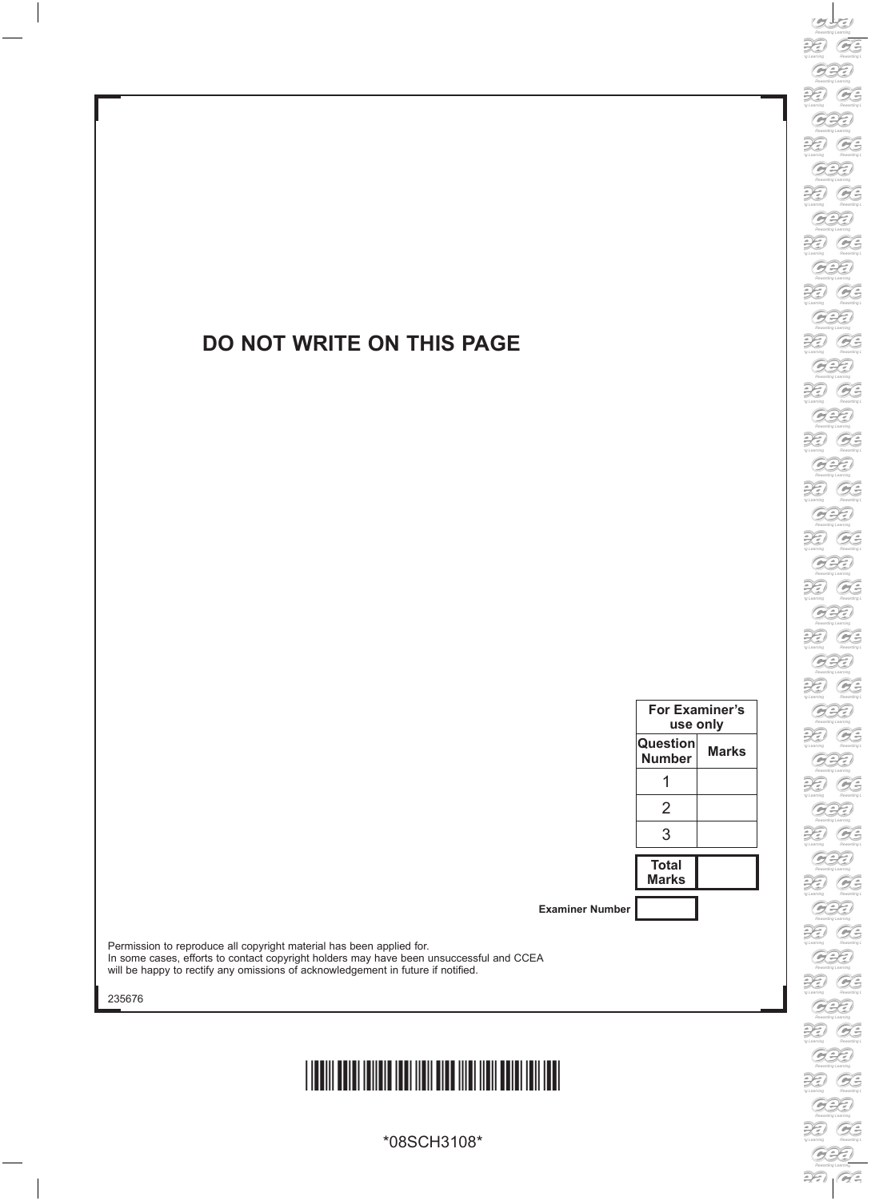**DO NOT WRITE ON THIS PAGE**

| For Examiner's use only | |
|---|---|
| Question Number | Marks |
| 1 | |
| 2 | |
| 3 | |
| Total Marks | |

Examiner Number

Permission to reproduce all copyright material has been applied for.
In some cases, efforts to contact copyright holders may have been unsuccessful and CCEA will be happy to rectify any omissions of acknowledgement in future if notified.

235676

*08SCH3108*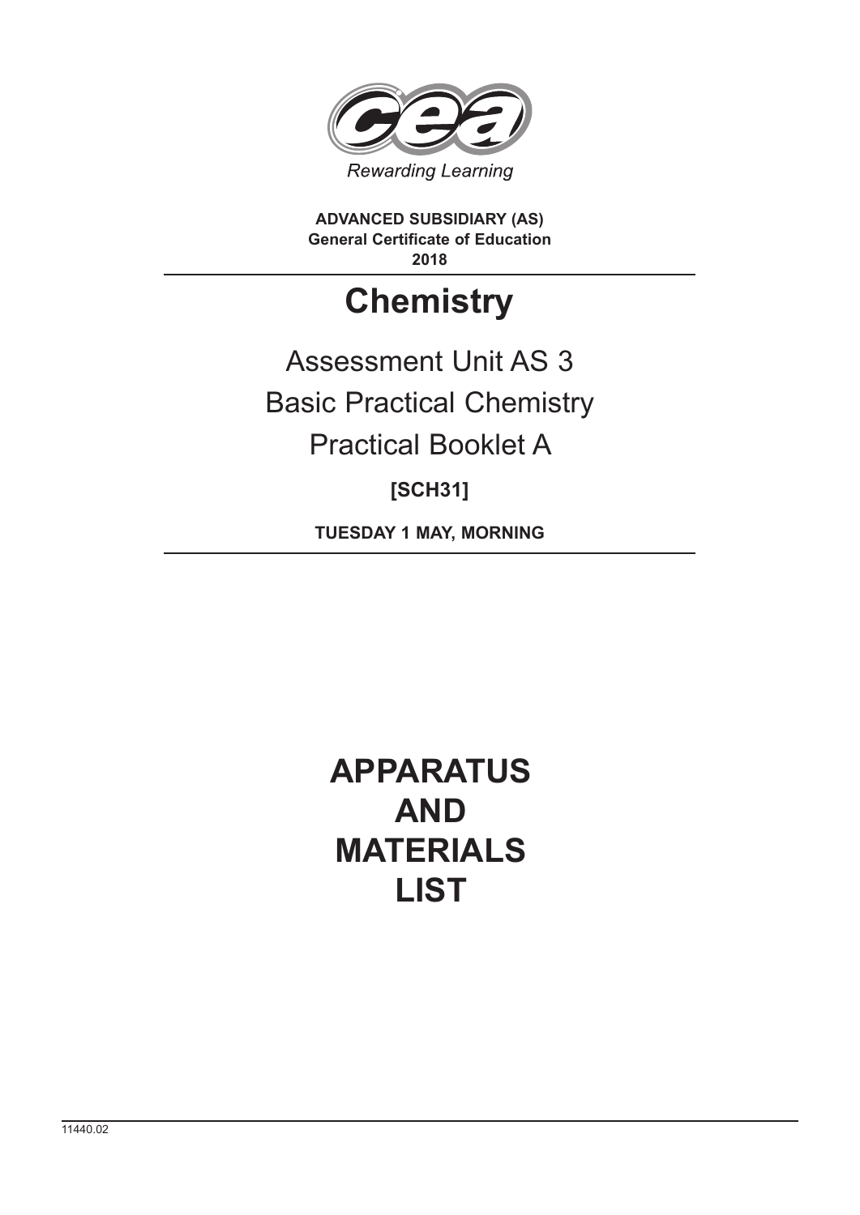Rewarding Learning

**ADVANCED SUBSIDIARY (AS)**
**General Certificate of Education**
**2018**

# Chemistry

## Assessment Unit AS 3
## Basic Practical Chemistry
## Practical Booklet A

**[SCH31]**

**TUESDAY 1 MAY, MORNING**

# APPARATUS AND MATERIALS LIST

11440.02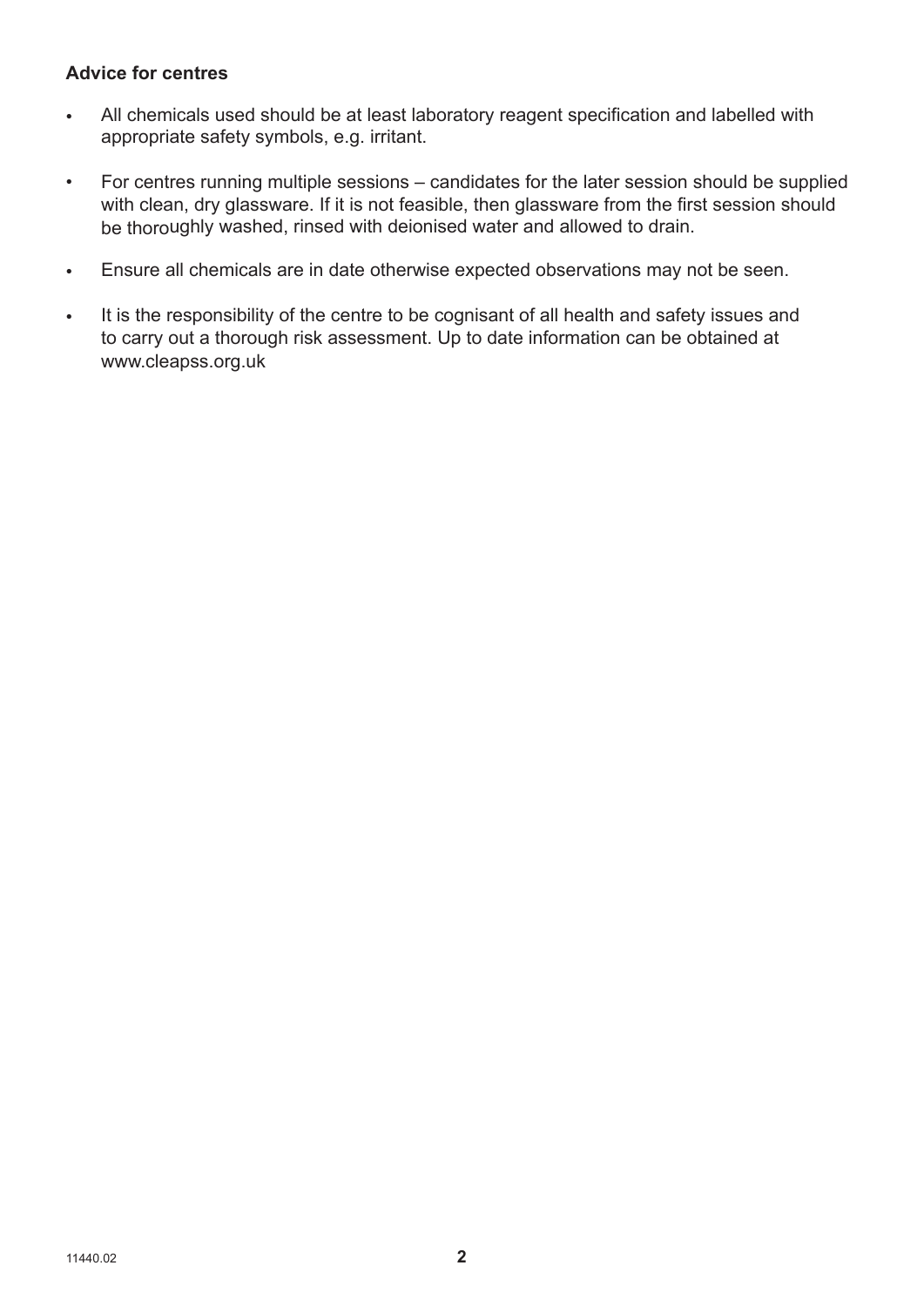**Advice for centres**

- All chemicals used should be at least laboratory reagent specification and labelled with appropriate safety symbols, e.g. irritant.
- For centres running multiple sessions – candidates for the later session should be supplied with clean, dry glassware. If it is not feasible, then glassware from the first session should be thoroughly washed, rinsed with deionised water and allowed to drain.
- Ensure all chemicals are in date otherwise expected observations may not be seen.
- It is the responsibility of the centre to be cognisant of all health and safety issues and to carry out a thorough risk assessment. Up to date information can be obtained at www.cleapss.org.uk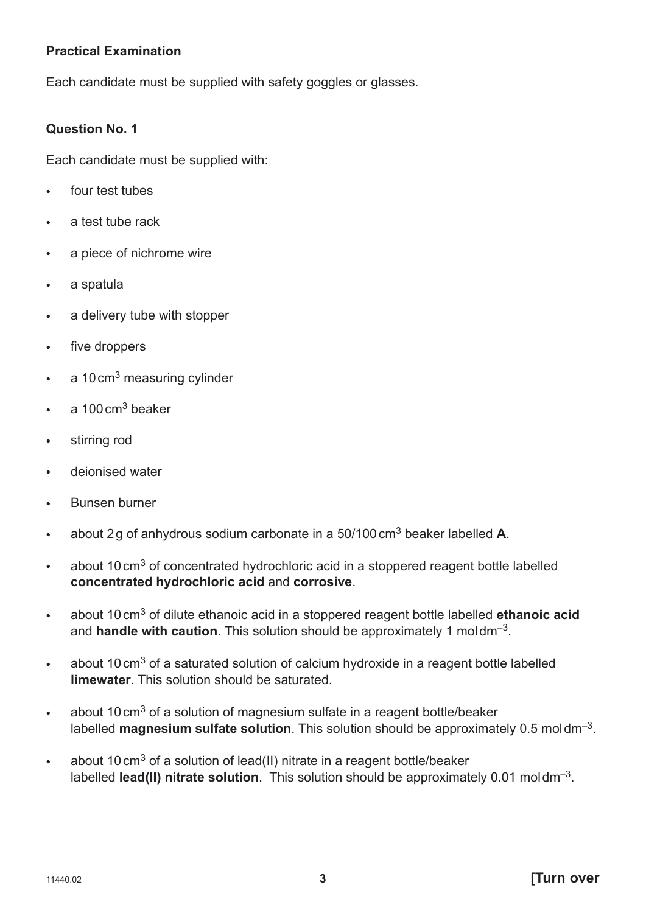**Practical Examination**

Each candidate must be supplied with safety goggles or glasses.

**Question No. 1**

Each candidate must be supplied with:

- four test tubes
- a test tube rack
- a piece of nichrome wire
- a spatula
- a delivery tube with stopper
- five droppers
- a 10 $cm^3$ measuring cylinder
- a 100 $cm^3$ beaker
- stirring rod
- deionised water
- Bunsen burner
- about 2 g of anhydrous sodium carbonate in a 50/100 $cm^3$ beaker labelled **A**.
- about 10 $cm^3$ of concentrated hydrochloric acid in a stoppered reagent bottle labelled **concentrated hydrochloric acid** and **corrosive**.
- about 10 $cm^3$ of dilute ethanoic acid in a stoppered reagent bottle labelled **ethanoic acid** and **handle with caution**. This solution should be approximately 1 mol $dm^{-3}$.
- about 10 $cm^3$ of a saturated solution of calcium hydroxide in a reagent bottle labelled **limewater**. This solution should be saturated.
- about 10 $cm^3$ of a solution of magnesium sulfate in a reagent bottle/beaker labelled **magnesium sulfate solution**. This solution should be approximately 0.5 mol $dm^{-3}$.
- about 10 $cm^3$ of a solution of lead(II) nitrate in a reagent bottle/beaker labelled **lead(II) nitrate solution**. This solution should be approximately 0.01 mol $dm^{-3}$.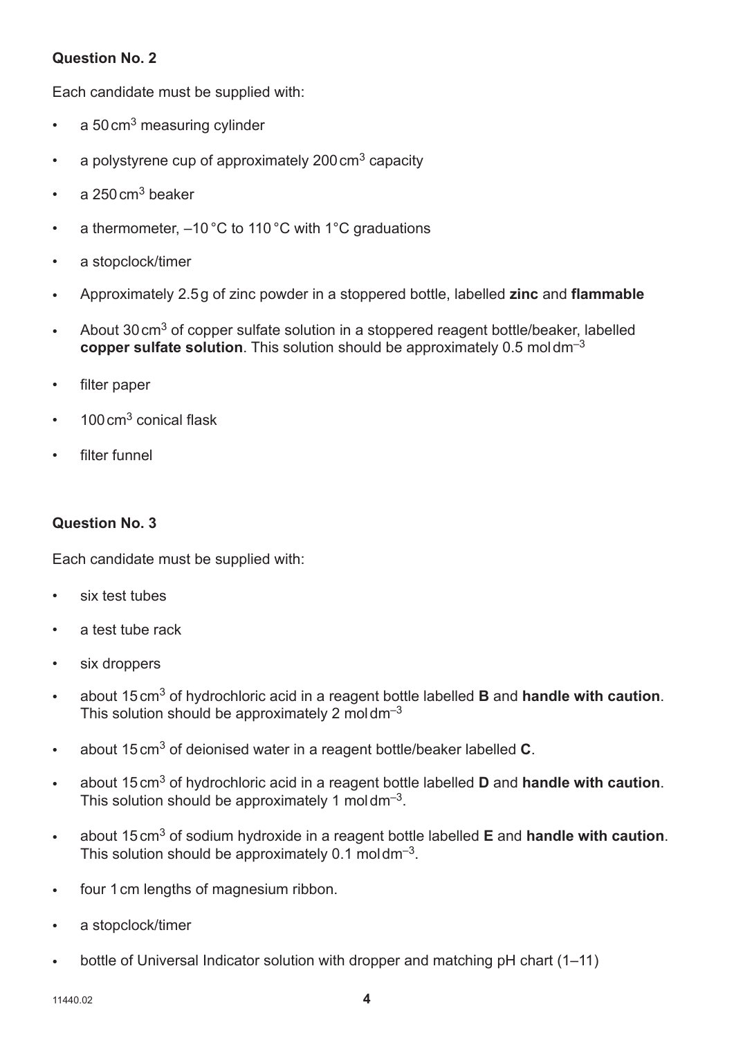**Question No. 2**

Each candidate must be supplied with:

- a 50 $cm^3$ measuring cylinder
- a polystyrene cup of approximately 200 $cm^3$ capacity
- a 250 $cm^3$ beaker
- a thermometer, –10 °C to 110 °C with 1°C graduations
- a stopclock/timer
- Approximately 2.5 g of zinc powder in a stoppered bottle, labelled **zinc** and **flammable**
- About 30 $cm^3$ of copper sulfate solution in a stoppered reagent bottle/beaker, labelled **copper sulfate solution**. This solution should be approximately 0.5 mol $dm^{-3}$
- filter paper
- 100 $cm^3$ conical flask
- filter funnel

**Question No. 3**

Each candidate must be supplied with:

- six test tubes
- a test tube rack
- six droppers
- about 15 $cm^3$ of hydrochloric acid in a reagent bottle labelled **B** and **handle with caution**. This solution should be approximately 2 mol $dm^{-3}$
- about 15 $cm^3$ of deionised water in a reagent bottle/beaker labelled **C**.
- about 15 $cm^3$ of hydrochloric acid in a reagent bottle labelled **D** and **handle with caution**. This solution should be approximately 1 mol $dm^{-3}$.
- about 15 $cm^3$ of sodium hydroxide in a reagent bottle labelled **E** and **handle with caution**. This solution should be approximately 0.1 mol $dm^{-3}$.
- four 1 cm lengths of magnesium ribbon.
- a stopclock/timer
- bottle of Universal Indicator solution with dropper and matching pH chart (1–11)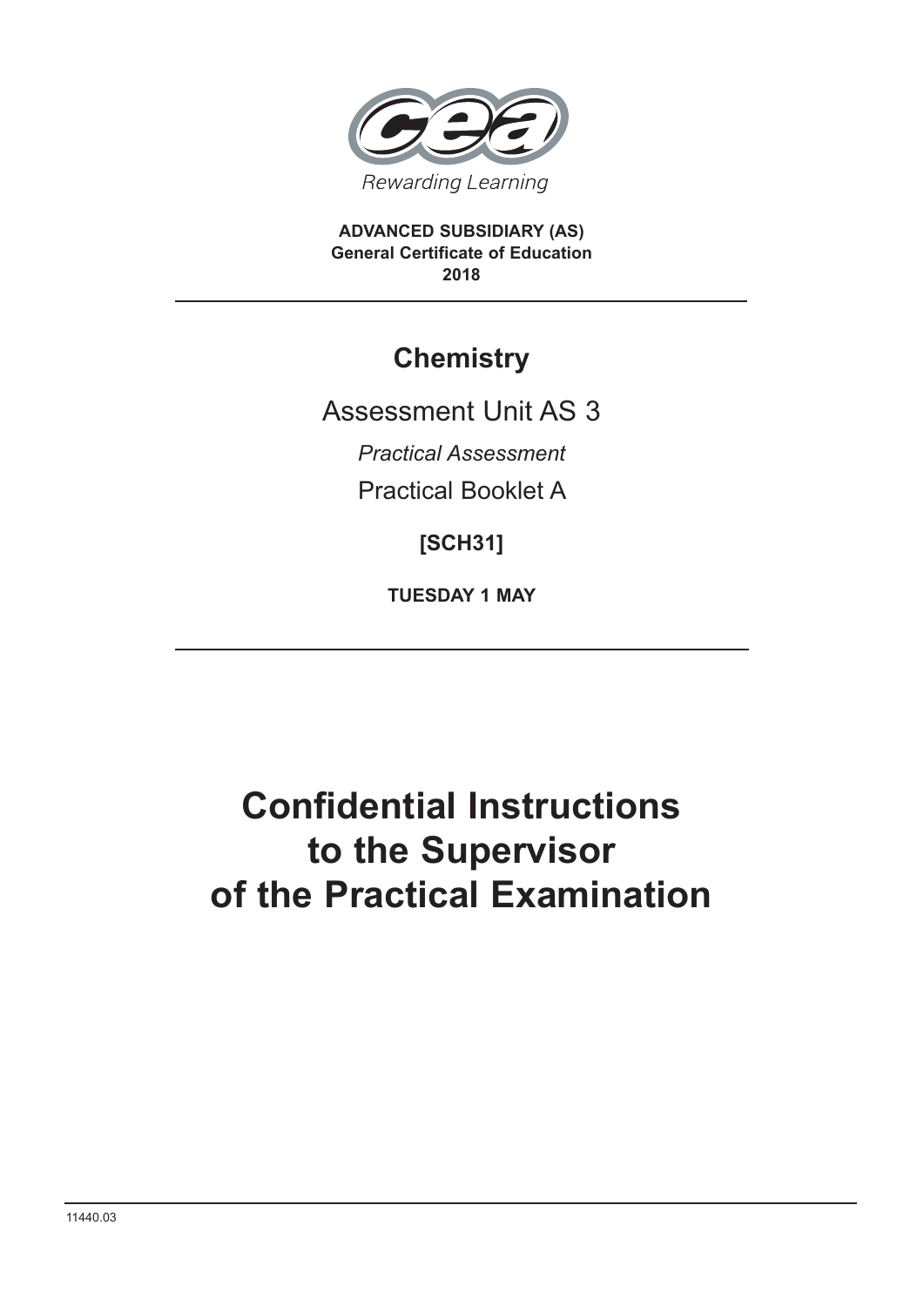Rewarding Learning

**ADVANCED SUBSIDIARY (AS)**
**General Certificate of Education**
**2018**

# Chemistry

## Assessment Unit AS 3

*Practical Assessment*

Practical Booklet A

**[SCH31]**

**TUESDAY 1 MAY**

# Confidential Instructions to the Supervisor of the Practical Examination

11440.03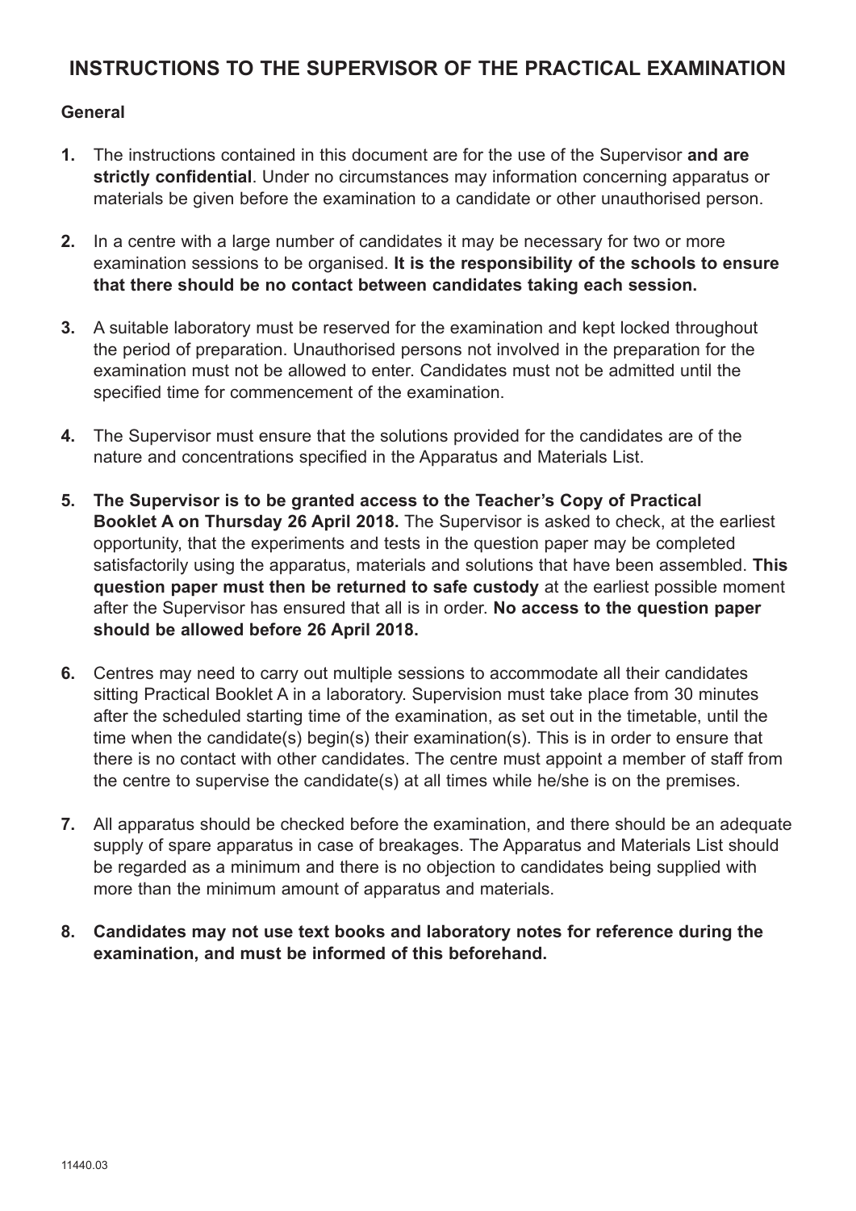# INSTRUCTIONS TO THE SUPERVISOR OF THE PRACTICAL EXAMINATION

## General

1. The instructions contained in this document are for the use of the Supervisor **and are strictly confidential**. Under no circumstances may information concerning apparatus or materials be given before the examination to a candidate or other unauthorised person.

2. In a centre with a large number of candidates it may be necessary for two or more examination sessions to be organised. **It is the responsibility of the schools to ensure that there should be no contact between candidates taking each session.**

3. A suitable laboratory must be reserved for the examination and kept locked throughout the period of preparation. Unauthorised persons not involved in the preparation for the examination must not be allowed to enter. Candidates must not be admitted until the specified time for commencement of the examination.

4. The Supervisor must ensure that the solutions provided for the candidates are of the nature and concentrations specified in the Apparatus and Materials List.

5. **The Supervisor is to be granted access to the Teacher's Copy of Practical Booklet A on Thursday 26 April 2018.** The Supervisor is asked to check, at the earliest opportunity, that the experiments and tests in the question paper may be completed satisfactorily using the apparatus, materials and solutions that have been assembled. **This question paper must then be returned to safe custody** at the earliest possible moment after the Supervisor has ensured that all is in order. **No access to the question paper should be allowed before 26 April 2018.**

6. Centres may need to carry out multiple sessions to accommodate all their candidates sitting Practical Booklet A in a laboratory. Supervision must take place from 30 minutes after the scheduled starting time of the examination, as set out in the timetable, until the time when the candidate(s) begin(s) their examination(s). This is in order to ensure that there is no contact with other candidates. The centre must appoint a member of staff from the centre to supervise the candidate(s) at all times while he/she is on the premises.

7. All apparatus should be checked before the examination, and there should be an adequate supply of spare apparatus in case of breakages. The Apparatus and Materials List should be regarded as a minimum and there is no objection to candidates being supplied with more than the minimum amount of apparatus and materials.

8. **Candidates may not use text books and laboratory notes for reference during the examination, and must be informed of this beforehand.**

11440.03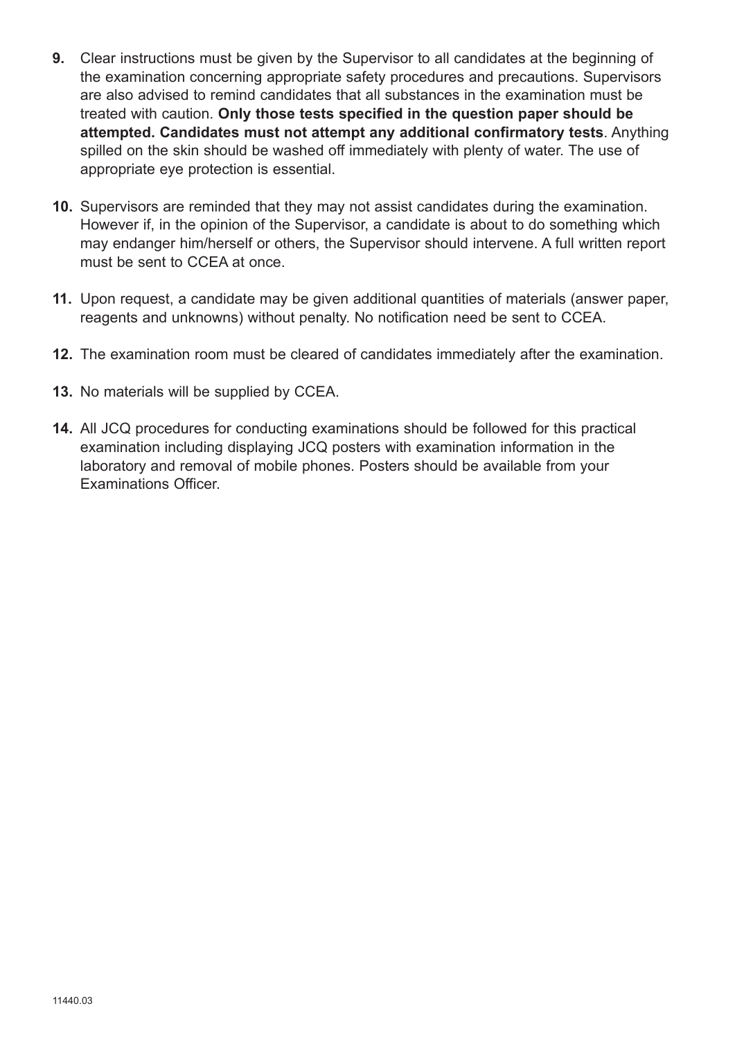**9.** Clear instructions must be given by the Supervisor to all candidates at the beginning of the examination concerning appropriate safety procedures and precautions. Supervisors are also advised to remind candidates that all substances in the examination must be treated with caution. **Only those tests specified in the question paper should be attempted. Candidates must not attempt any additional confirmatory tests**. Anything spilled on the skin should be washed off immediately with plenty of water. The use of appropriate eye protection is essential.

**10.** Supervisors are reminded that they may not assist candidates during the examination. However if, in the opinion of the Supervisor, a candidate is about to do something which may endanger him/herself or others, the Supervisor should intervene. A full written report must be sent to CCEA at once.

**11.** Upon request, a candidate may be given additional quantities of materials (answer paper, reagents and unknowns) without penalty. No notification need be sent to CCEA.

**12.** The examination room must be cleared of candidates immediately after the examination.

**13.** No materials will be supplied by CCEA.

**14.** All JCQ procedures for conducting examinations should be followed for this practical examination including displaying JCQ posters with examination information in the laboratory and removal of mobile phones. Posters should be available from your Examinations Officer.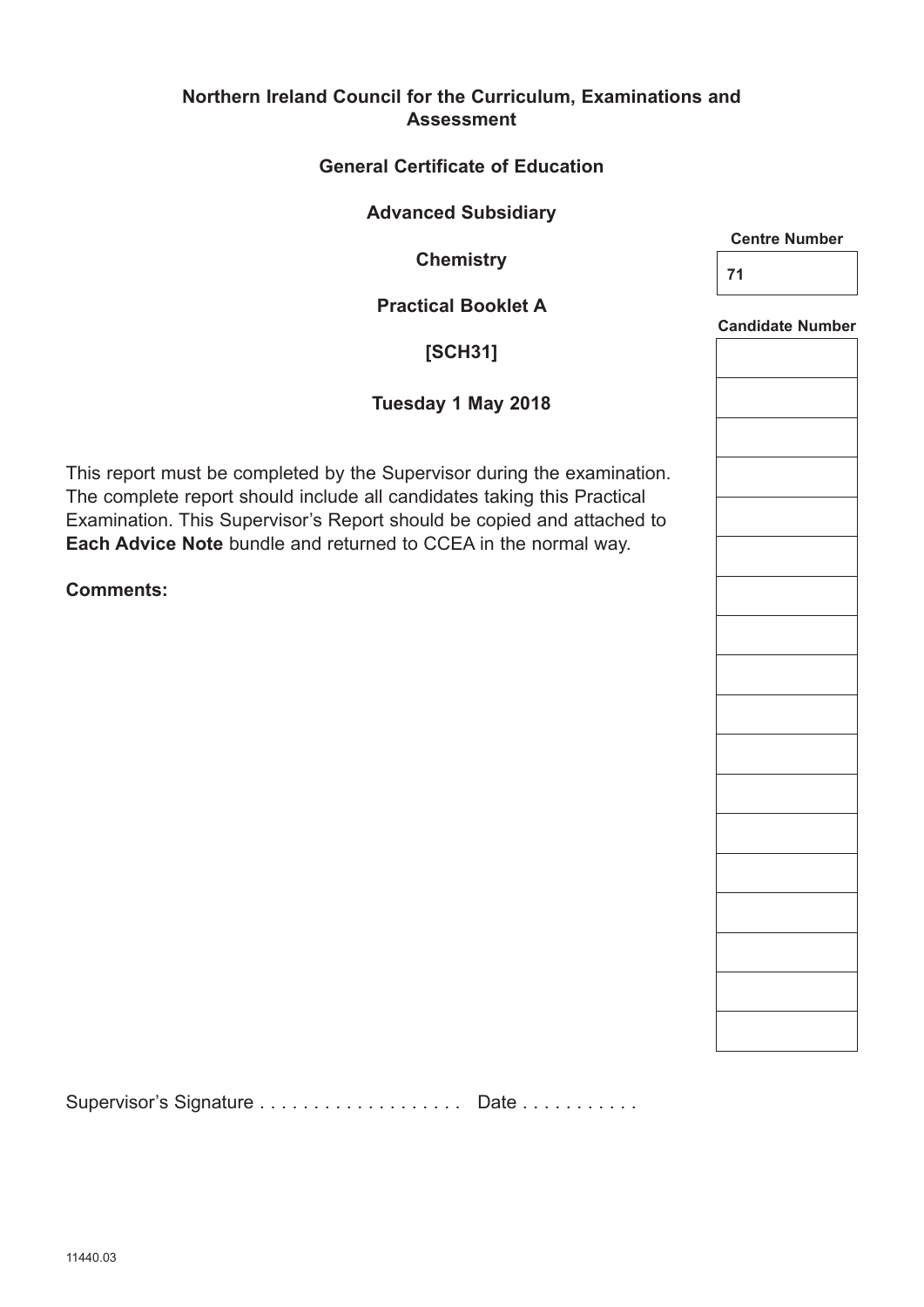**Northern Ireland Council for the Curriculum, Examinations and Assessment**

**General Certificate of Education**

**Advanced Subsidiary**

**Chemistry**

**Practical Booklet A**

**[SCH31]**

**Tuesday 1 May 2018**

| Centre Number |
| --- |
| 71 |

| Candidate Number |
| --- |
| |
| |
| |
| |
| |
| |
| |
| |
| |
| |
| |
| |
| |
| |
| |
| |
| |
| |

This report must be completed by the Supervisor during the examination. The complete report should include all candidates taking this Practical Examination. This Supervisor's Report should be copied and attached to **Each Advice Note** bundle and returned to CCEA in the normal way.

**Comments:**

Supervisor's Signature . . . . . . . . . . . . . . . . . . . Date . . . . . . . . . . .

11440.03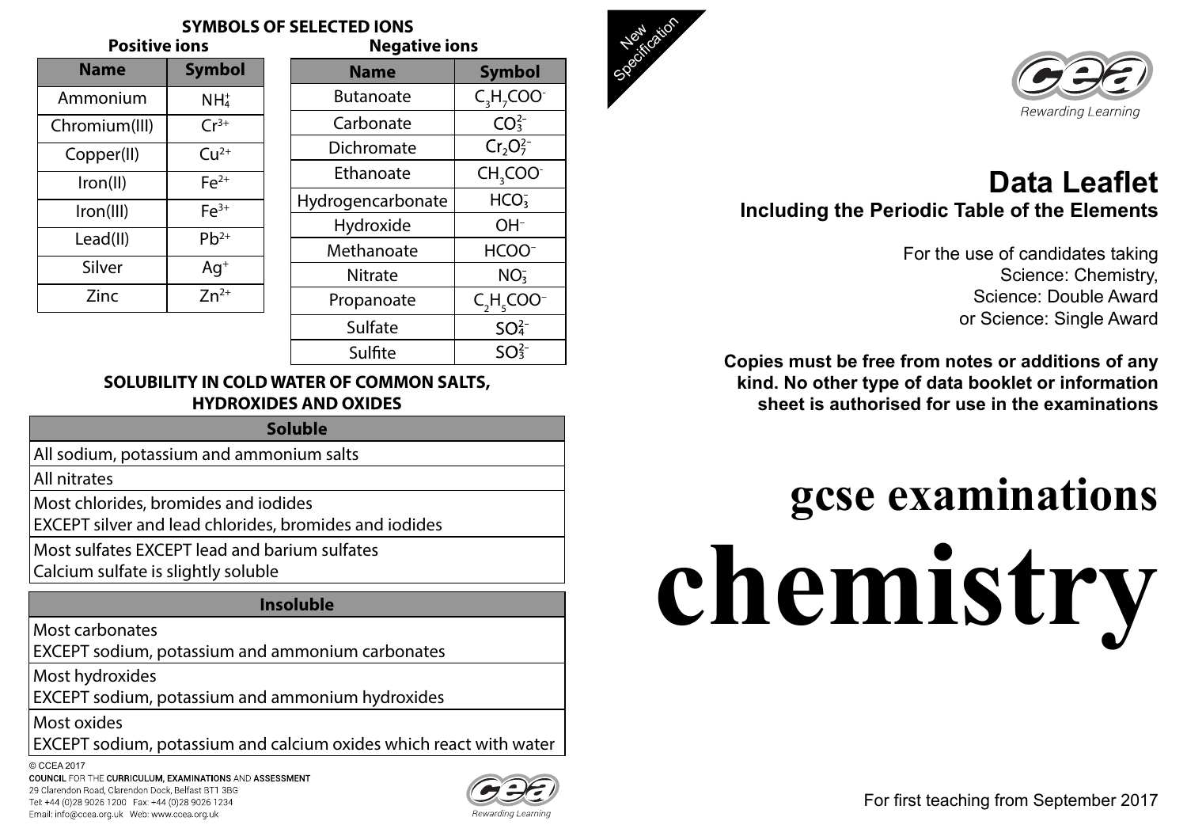## SYMBOLS OF SELECTED IONS

### Positive ions

| Name | Symbol |
|---|---|
| Ammonium | $NH_4^+$ |
| Chromium(III) | $Cr^{3+}$ |
| Copper(II) | $Cu^{2+}$ |
| Iron(II) | $Fe^{2+}$ |
| Iron(III) | $Fe^{3+}$ |
| Lead(II) | $Pb^{2+}$ |
| Silver | $Ag^+$ |
| Zinc | $Zn^{2+}$ |

### Negative ions

| Name | Symbol |
|---|---|
| Butanoate | $C_3H_7COO^-$ |
| Carbonate | $CO_3^{2-}$ |
| Dichromate | $Cr_2O_7^{2-}$ |
| Ethanoate | $CH_3COO^-$ |
| Hydrogencarbonate | $HCO_3^-$ |
| Hydroxide | $OH^-$ |
| Methanoate | $HCOO^-$ |
| Nitrate | $NO_3^-$ |
| Propanoate | $C_2H_5COO^-$ |
| Sulfate | $SO_4^{2-}$ |
| Sulfite | $SO_3^{2-}$ |

## SOLUBILITY IN COLD WATER OF COMMON SALTS, HYDROXIDES AND OXIDES

| Soluble |
|---|
| All sodium, potassium and ammonium salts |
| All nitrates |
| Most chlorides, bromides and iodides<br>EXCEPT silver and lead chlorides, bromides and iodides |
| Most sulfates EXCEPT lead and barium sulfates<br>Calcium sulfate is slightly soluble |

| Insoluble |
|---|
| Most carbonates<br>EXCEPT sodium, potassium and ammonium carbonates |
| Most hydroxides<br>EXCEPT sodium, potassium and ammonium hydroxides |
| Most oxides<br>EXCEPT sodium, potassium and calcium oxides which react with water |

© CCEA 2017
COUNCIL FOR THE CURRICULUM, EXAMINATIONS AND ASSESSMENT
29 Clarendon Road, Clarendon Dock, Belfast BT1 3BG
Tel: +44 (0)28 9026 1200 Fax: +44 (0)28 9026 1234
Email: info@ccea.org.uk Web: www.ccea.org.uk

New Specification

Rewarding Learning

# Data Leaflet

**Including the Periodic Table of the Elements**

For the use of candidates taking
Science: Chemistry,
Science: Double Award
or Science: Single Award

**Copies must be free from notes or additions of any kind. No other type of data booklet or information sheet is authorised for use in the examinations**

# gcse examinations

# chemistry

For first teaching from September 2017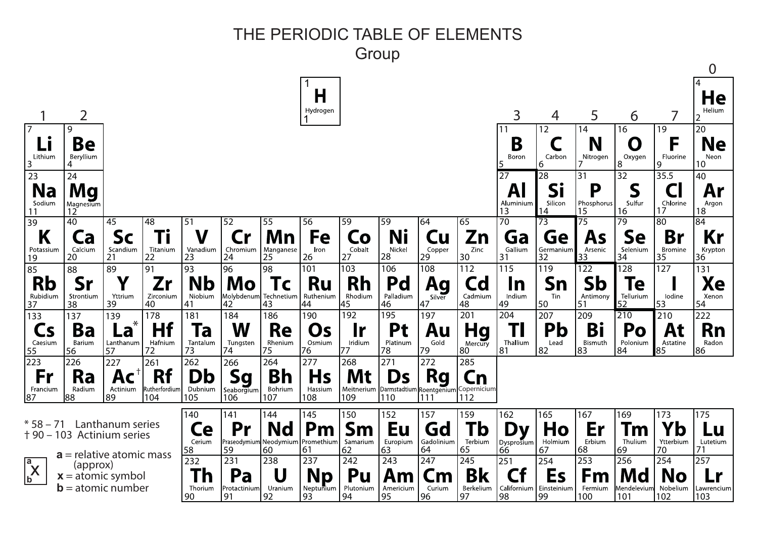# THE PERIODIC TABLE OF ELEMENTS

## Group

| 1 | 2 | | | | | | | | | | | 3 | 4 | 5 | 6 | 7 | 0 |
|---|---|---|---|---|---|---|---|---|---|---|---|---|---|---|---|---|---|
| | | | | | | | 1 **H** Hydrogen 1 | | | | | | | | | | 4 **He** Helium 2 |
| 7 **Li** Lithium 3 | 9 **Be** Beryllium 4 | | | | | | | | | | | 11 **B** Boron 5 | 12 **C** Carbon 6 | 14 **N** Nitrogen 7 | 16 **O** Oxygen 8 | 19 **F** Fluorine 9 | 20 **Ne** Neon 10 |
| 23 **Na** Sodium 11 | 24 **Mg** Magnesium 12 | | | | | | | | | | | 27 **Al** Aluminium 13 | 28 **Si** Silicon 14 | 31 **P** Phosphorus 15 | 32 **S** Sulfur 16 | 35.5 **Cl** Chlorine 17 | 40 **Ar** Argon 18 |
| 39 **K** Potassium 19 | 40 **Ca** Calcium 20 | 45 **Sc** Scandium 21 | 48 **Ti** Titanium 22 | 51 **V** Vanadium 23 | 52 **Cr** Chromium 24 | 55 **Mn** Manganese 25 | 56 **Fe** Iron 26 | 59 **Co** Cobalt 27 | 59 **Ni** Nickel 28 | 64 **Cu** Copper 29 | 65 **Zn** Zinc 30 | 70 **Ga** Gallium 31 | 73 **Ge** Germanium 32 | 75 **As** Arsenic 33 | 79 **Se** Selenium 34 | 80 **Br** Bromine 35 | 84 **Kr** Krypton 36 |
| 85 **Rb** Rubidium 37 | 88 **Sr** Strontium 38 | 89 **Y** Yttrium 39 | 91 **Zr** Zirconium 40 | 93 **Nb** Niobium 41 | 96 **Mo** Molybdenum 42 | 98 **Tc** Technetium 43 | 101 **Ru** Ruthenium 44 | 103 **Rh** Rhodium 45 | 106 **Pd** Palladium 46 | 108 **Ag** Silver 47 | 112 **Cd** Cadmium 48 | 115 **In** Indium 49 | 119 **Sn** Tin 50 | 122 **Sb** Antimony 51 | 128 **Te** Tellurium 52 | 127 **I** Iodine 53 | 131 **Xe** Xenon 54 |
| 133 **Cs** Caesium 55 | 137 **Ba** Barium 56 | 139 **La*** Lanthanum 57 | 178 **Hf** Hafnium 72 | 181 **Ta** Tantalum 73 | 184 **W** Tungsten 74 | 186 **Re** Rhenium 75 | 190 **Os** Osmium 76 | 192 **Ir** Iridium 77 | 195 **Pt** Platinum 78 | 197 **Au** Gold 79 | 201 **Hg** Mercury 80 | 204 **Tl** Thallium 81 | 207 **Pb** Lead 82 | 209 **Bi** Bismuth 83 | 210 **Po** Polonium 84 | 210 **At** Astatine 85 | 222 **Rn** Radon 86 |
| 223 **Fr** Francium 87 | 226 **Ra** Radium 88 | 227 **Ac**† Actinium 89 | 261 **Rf** Rutherfordium 104 | 262 **Db** Dubnium 105 | 266 **Sg** Seaborgium 106 | 264 **Bh** Bohrium 107 | 277 **Hs** Hassium 108 | 268 **Mt** Meitnerium 109 | 271 **Ds** Darmstadtium 110 | 272 **Rg** Roentgenium 111 | 285 **Cn** Copernicium 112 | | | | | | |

| | | | | | | | | | | | | | |
|---|---|---|---|---|---|---|---|---|---|---|---|---|---|
| 140 **Ce** Cerium 58 | 141 **Pr** Praseodymium 59 | 144 **Nd** Neodymium 60 | 145 **Pm** Promethium 61 | 150 **Sm** Samarium 62 | 152 **Eu** Europium 63 | 157 **Gd** Gadolinium 64 | 159 **Tb** Terbium 65 | 162 **Dy** Dysprosium 66 | 165 **Ho** Holmium 67 | 167 **Er** Erbium 68 | 169 **Tm** Thulium 69 | 173 **Yb** Ytterbium 70 | 175 **Lu** Lutetium 71 |
| 232 **Th** Thorium 90 | 231 **Pa** Protactinium 91 | 238 **U** Uranium 92 | 237 **Np** Neptunium 93 | 242 **Pu** Plutonium 94 | 243 **Am** Americium 95 | 247 **Cm** Curium 96 | 245 **Bk** Berkelium 97 | 251 **Cf** Californium 98 | 254 **Es** Einsteinium 99 | 253 **Fm** Fermium 100 | 256 **Md** Mendelevium 101 | 254 **No** Nobelium 102 | 257 **Lr** Lawrencium 103 |

* 58 – 71 Lanthanum series
† 90 – 103 Actinium series

**a** = relative atomic mass (approx)
**x** = atomic symbol
**b** = atomic number